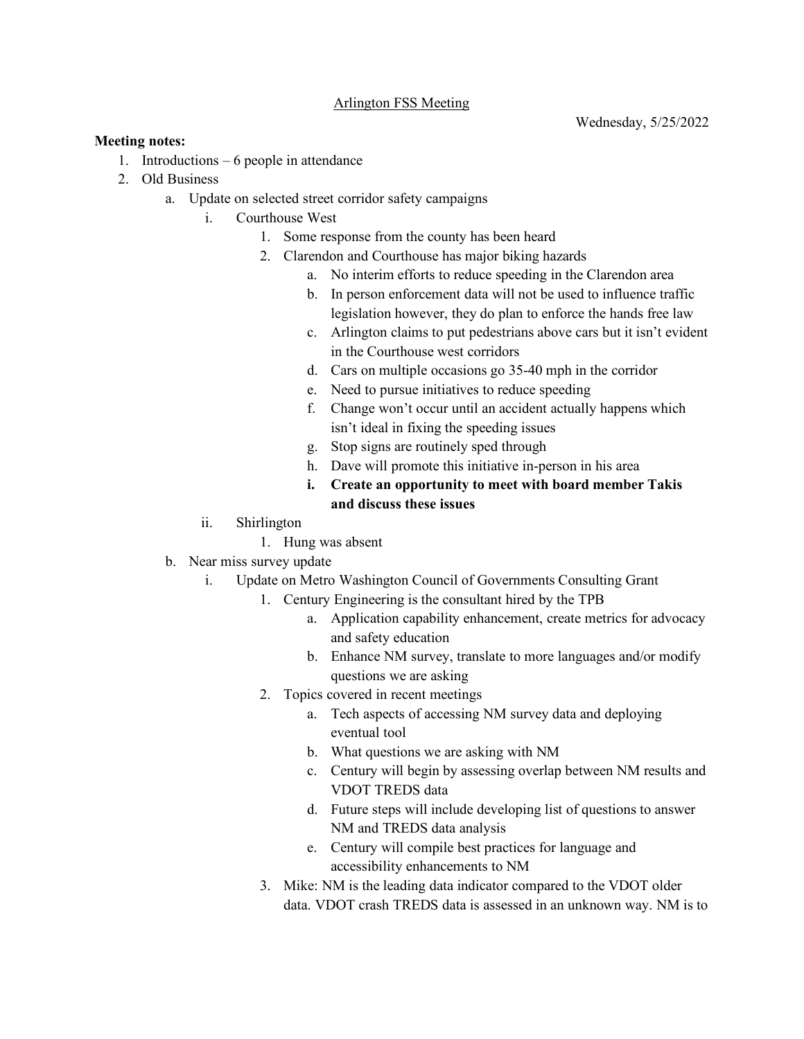Arlington FSS Meeting

Wednesday, 5/25/2022

**Meeting notes:**

1. Introductions – 6 people in attendance
2. Old Business
   a. Update on selected street corridor safety campaigns
      i. Courthouse West
         1. Some response from the county has been heard
         2. Clarendon and Courthouse has major biking hazards
            a. No interim efforts to reduce speeding in the Clarendon area
            b. In person enforcement data will not be used to influence traffic legislation however, they do plan to enforce the hands free law
            c. Arlington claims to put pedestrians above cars but it isn't evident in the Courthouse west corridors
            d. Cars on multiple occasions go 35-40 mph in the corridor
            e. Need to pursue initiatives to reduce speeding
            f. Change won't occur until an accident actually happens which isn't ideal in fixing the speeding issues
            g. Stop signs are routinely sped through
            h. Dave will promote this initiative in-person in his area
            i. **Create an opportunity to meet with board member Takis and discuss these issues**
      ii. Shirlington
         1. Hung was absent
   b. Near miss survey update
      i. Update on Metro Washington Council of Governments Consulting Grant
         1. Century Engineering is the consultant hired by the TPB
            a. Application capability enhancement, create metrics for advocacy and safety education
            b. Enhance NM survey, translate to more languages and/or modify questions we are asking
         2. Topics covered in recent meetings
            a. Tech aspects of accessing NM survey data and deploying eventual tool
            b. What questions we are asking with NM
            c. Century will begin by assessing overlap between NM results and VDOT TREDS data
            d. Future steps will include developing list of questions to answer NM and TREDS data analysis
            e. Century will compile best practices for language and accessibility enhancements to NM
         3. Mike: NM is the leading data indicator compared to the VDOT older data. VDOT crash TREDS data is assessed in an unknown way. NM is to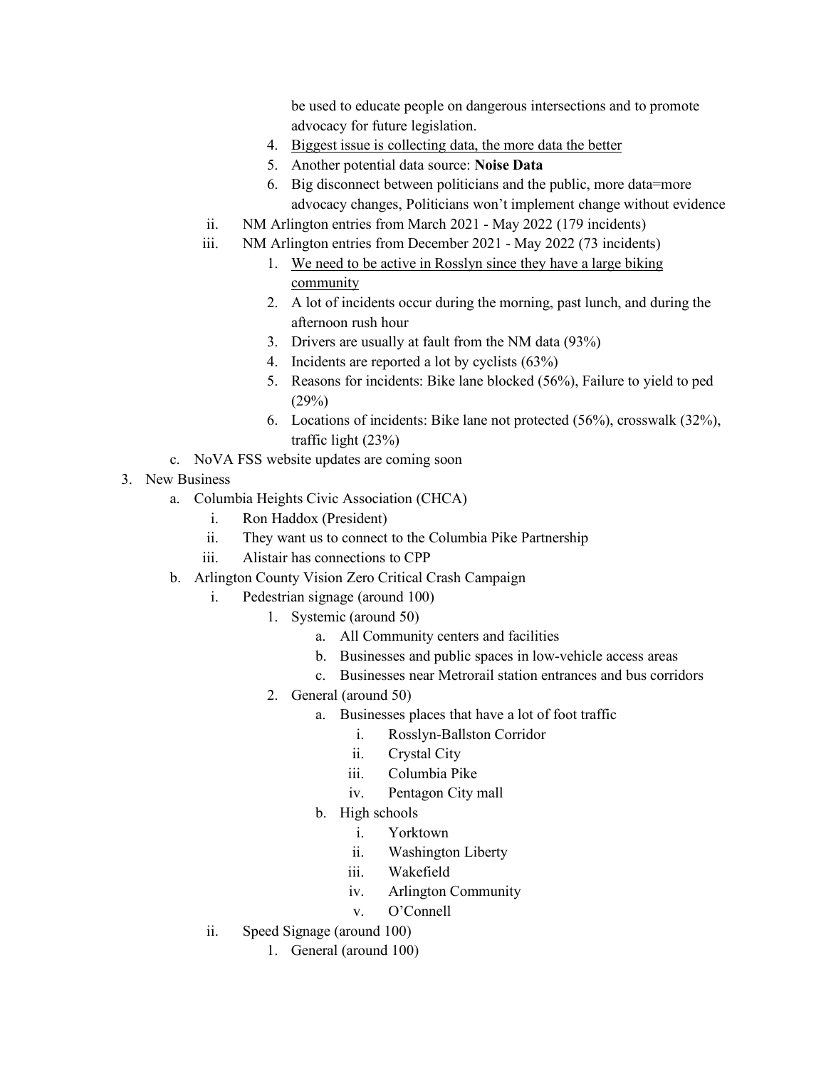be used to educate people on dangerous intersections and to promote advocacy for future legislation.

   4. <u>Biggest issue is collecting data, the more data the better</u>
   5. Another potential data source: **Noise Data**
   6. Big disconnect between politicians and the public, more data=more advocacy changes, Politicians won't implement change without evidence

   ii. NM Arlington entries from March 2021 - May 2022 (179 incidents)

   iii. NM Arlington entries from December 2021 - May 2022 (73 incidents)

      1. <u>We need to be active in Rosslyn since they have a large biking community</u>
      2. A lot of incidents occur during the morning, past lunch, and during the afternoon rush hour
      3. Drivers are usually at fault from the NM data (93%)
      4. Incidents are reported a lot by cyclists (63%)
      5. Reasons for incidents: Bike lane blocked (56%), Failure to yield to ped (29%)
      6. Locations of incidents: Bike lane not protected (56%), crosswalk (32%), traffic light (23%)

   c. NoVA FSS website updates are coming soon

3. New Business
   a. Columbia Heights Civic Association (CHCA)
      i. Ron Haddox (President)
      ii. They want us to connect to the Columbia Pike Partnership
      iii. Alistair has connections to CPP
   b. Arlington County Vision Zero Critical Crash Campaign
      i. Pedestrian signage (around 100)
         1. Systemic (around 50)
            a. All Community centers and facilities
            b. Businesses and public spaces in low-vehicle access areas
            c. Businesses near Metrorail station entrances and bus corridors
         2. General (around 50)
            a. Businesses places that have a lot of foot traffic
               i. Rosslyn-Ballston Corridor
               ii. Crystal City
               iii. Columbia Pike
               iv. Pentagon City mall
            b. High schools
               i. Yorktown
               ii. Washington Liberty
               iii. Wakefield
               iv. Arlington Community
               v. O'Connell
      ii. Speed Signage (around 100)
         1. General (around 100)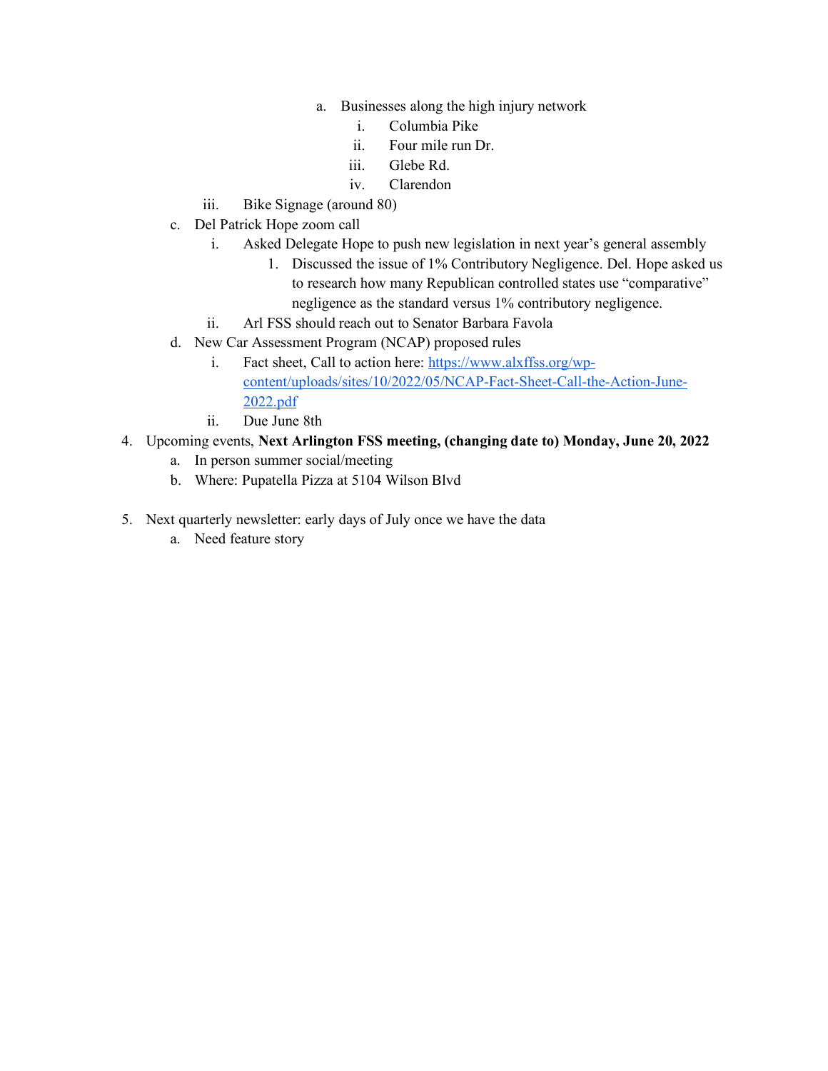- a. Businesses along the high injury network
  - i. Columbia Pike
  - ii. Four mile run Dr.
  - iii. Glebe Rd.
  - iv. Clarendon
- iii. Bike Signage (around 80)

c. Del Patrick Hope zoom call
   - i. Asked Delegate Hope to push new legislation in next year's general assembly
     1. Discussed the issue of 1% Contributory Negligence. Del. Hope asked us to research how many Republican controlled states use "comparative" negligence as the standard versus 1% contributory negligence.
   - ii. Arl FSS should reach out to Senator Barbara Favola

d. New Car Assessment Program (NCAP) proposed rules
   - i. Fact sheet, Call to action here: [https://www.alxffss.org/wp-content/uploads/sites/10/2022/05/NCAP-Fact-Sheet-Call-the-Action-June-2022.pdf](https://www.alxffss.org/wp-content/uploads/sites/10/2022/05/NCAP-Fact-Sheet-Call-the-Action-June-2022.pdf)
   - ii. Due June 8th

4. Upcoming events, **Next Arlington FSS meeting, (changing date to) Monday, June 20, 2022**
   - a. In person summer social/meeting
   - b. Where: Pupatella Pizza at 5104 Wilson Blvd

5. Next quarterly newsletter: early days of July once we have the data
   - a. Need feature story